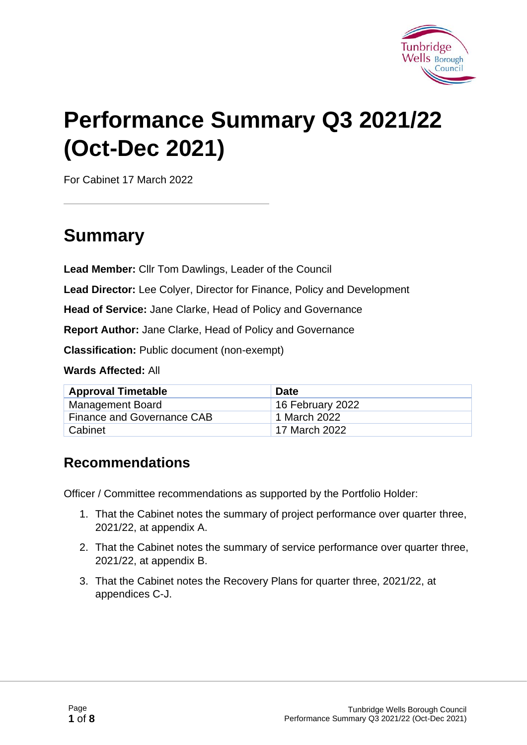# Performance Summary Q3 2021/22 (Oct-Dec 2021)

For Cabinet 17 March 2022

## Summary

**Lead Member:** Cllr Tom Dawlings, Leader of the Council

**Lead Director:** Lee Colyer, Director for Finance, Policy and Development

**Head of Service:** Jane Clarke, Head of Policy and Governance

**Report Author:** Jane Clarke, Head of Policy and Governance

**Classification:** Public document (non-exempt)

**Wards Affected:** All

| Approval Timetable | Date |
|---|---|
| Management Board | 16 February 2022 |
| Finance and Governance CAB | 1 March 2022 |
| Cabinet | 17 March 2022 |

### Recommendations

Officer / Committee recommendations as supported by the Portfolio Holder:

1. That the Cabinet notes the summary of project performance over quarter three, 2021/22, at appendix A.
2. That the Cabinet notes the summary of service performance over quarter three, 2021/22, at appendix B.
3. That the Cabinet notes the Recovery Plans for quarter three, 2021/22, at appendices C-J.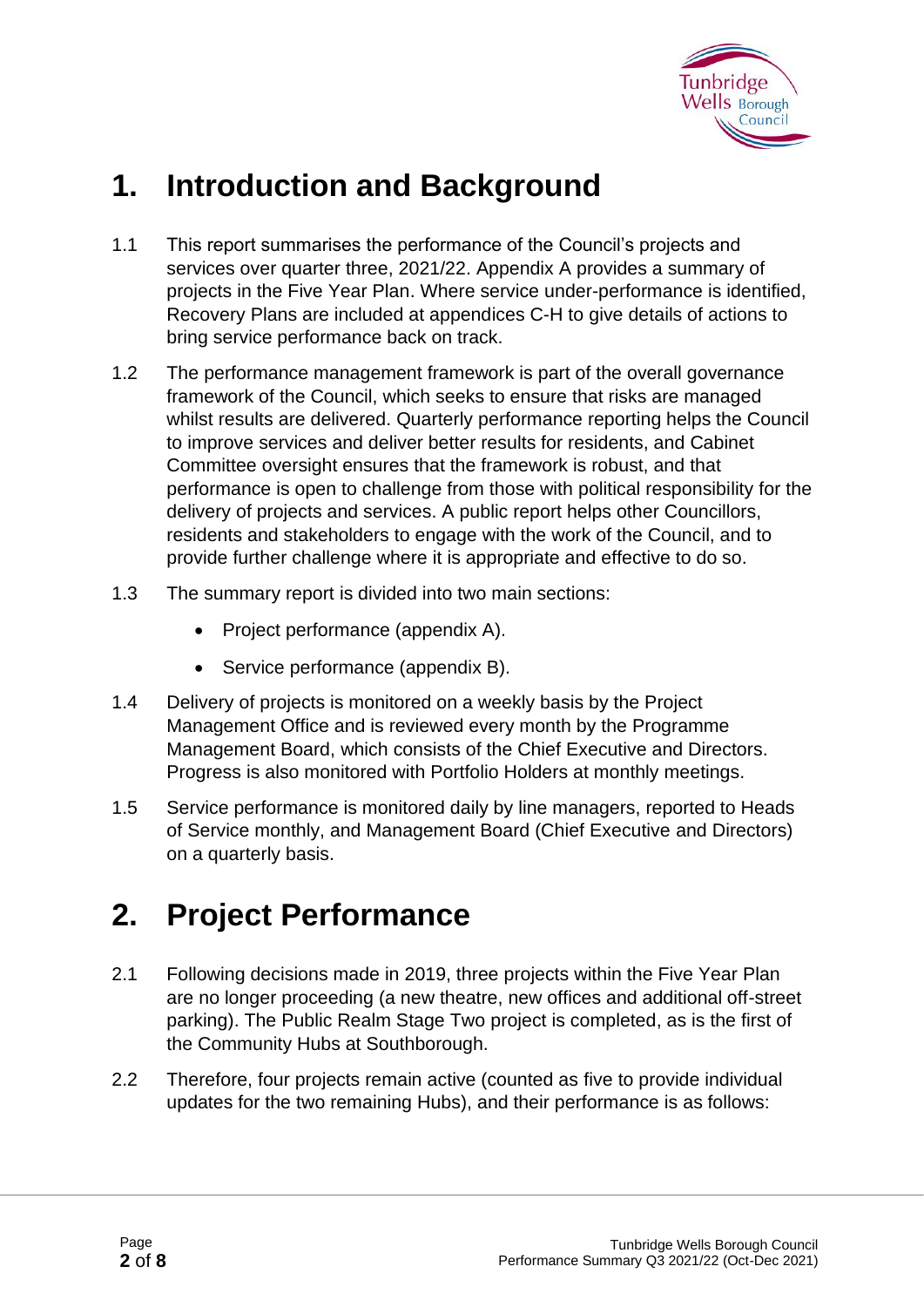# 1. Introduction and Background

1.1 This report summarises the performance of the Council's projects and services over quarter three, 2021/22. Appendix A provides a summary of projects in the Five Year Plan. Where service under-performance is identified, Recovery Plans are included at appendices C-H to give details of actions to bring service performance back on track.

1.2 The performance management framework is part of the overall governance framework of the Council, which seeks to ensure that risks are managed whilst results are delivered. Quarterly performance reporting helps the Council to improve services and deliver better results for residents, and Cabinet Committee oversight ensures that the framework is robust, and that performance is open to challenge from those with political responsibility for the delivery of projects and services. A public report helps other Councillors, residents and stakeholders to engage with the work of the Council, and to provide further challenge where it is appropriate and effective to do so.

1.3 The summary report is divided into two main sections:

- Project performance (appendix A).
- Service performance (appendix B).

1.4 Delivery of projects is monitored on a weekly basis by the Project Management Office and is reviewed every month by the Programme Management Board, which consists of the Chief Executive and Directors. Progress is also monitored with Portfolio Holders at monthly meetings.

1.5 Service performance is monitored daily by line managers, reported to Heads of Service monthly, and Management Board (Chief Executive and Directors) on a quarterly basis.

# 2. Project Performance

2.1 Following decisions made in 2019, three projects within the Five Year Plan are no longer proceeding (a new theatre, new offices and additional off-street parking). The Public Realm Stage Two project is completed, as is the first of the Community Hubs at Southborough.

2.2 Therefore, four projects remain active (counted as five to provide individual updates for the two remaining Hubs), and their performance is as follows: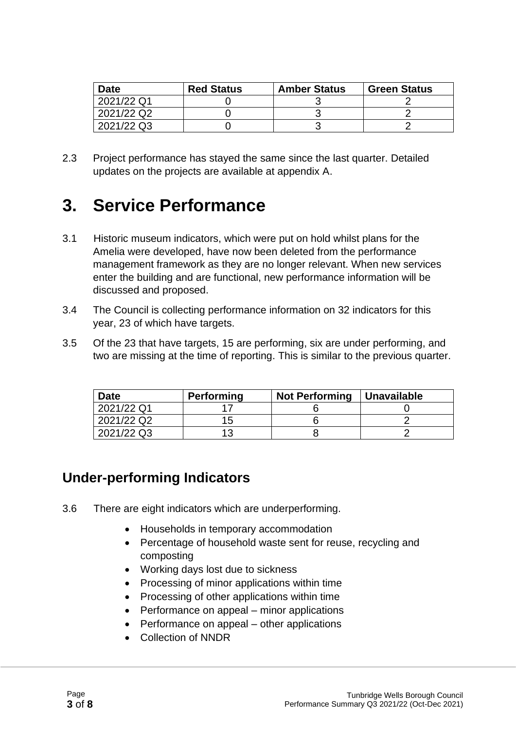| Date | Red Status | Amber Status | Green Status |
| --- | --- | --- | --- |
| 2021/22 Q1 | 0 | 3 | 2 |
| 2021/22 Q2 | 0 | 3 | 2 |
| 2021/22 Q3 | 0 | 3 | 2 |

2.3 Project performance has stayed the same since the last quarter. Detailed updates on the projects are available at appendix A.

# 3. Service Performance

3.1 Historic museum indicators, which were put on hold whilst plans for the Amelia were developed, have now been deleted from the performance management framework as they are no longer relevant. When new services enter the building and are functional, new performance information will be discussed and proposed.

3.4 The Council is collecting performance information on 32 indicators for this year, 23 of which have targets.

3.5 Of the 23 that have targets, 15 are performing, six are under performing, and two are missing at the time of reporting. This is similar to the previous quarter.

| Date | Performing | Not Performing | Unavailable |
| --- | --- | --- | --- |
| 2021/22 Q1 | 17 | 6 | 0 |
| 2021/22 Q2 | 15 | 6 | 2 |
| 2021/22 Q3 | 13 | 8 | 2 |

## Under-performing Indicators

3.6 There are eight indicators which are underperforming.

- Households in temporary accommodation
- Percentage of household waste sent for reuse, recycling and composting
- Working days lost due to sickness
- Processing of minor applications within time
- Processing of other applications within time
- Performance on appeal – minor applications
- Performance on appeal – other applications
- Collection of NNDR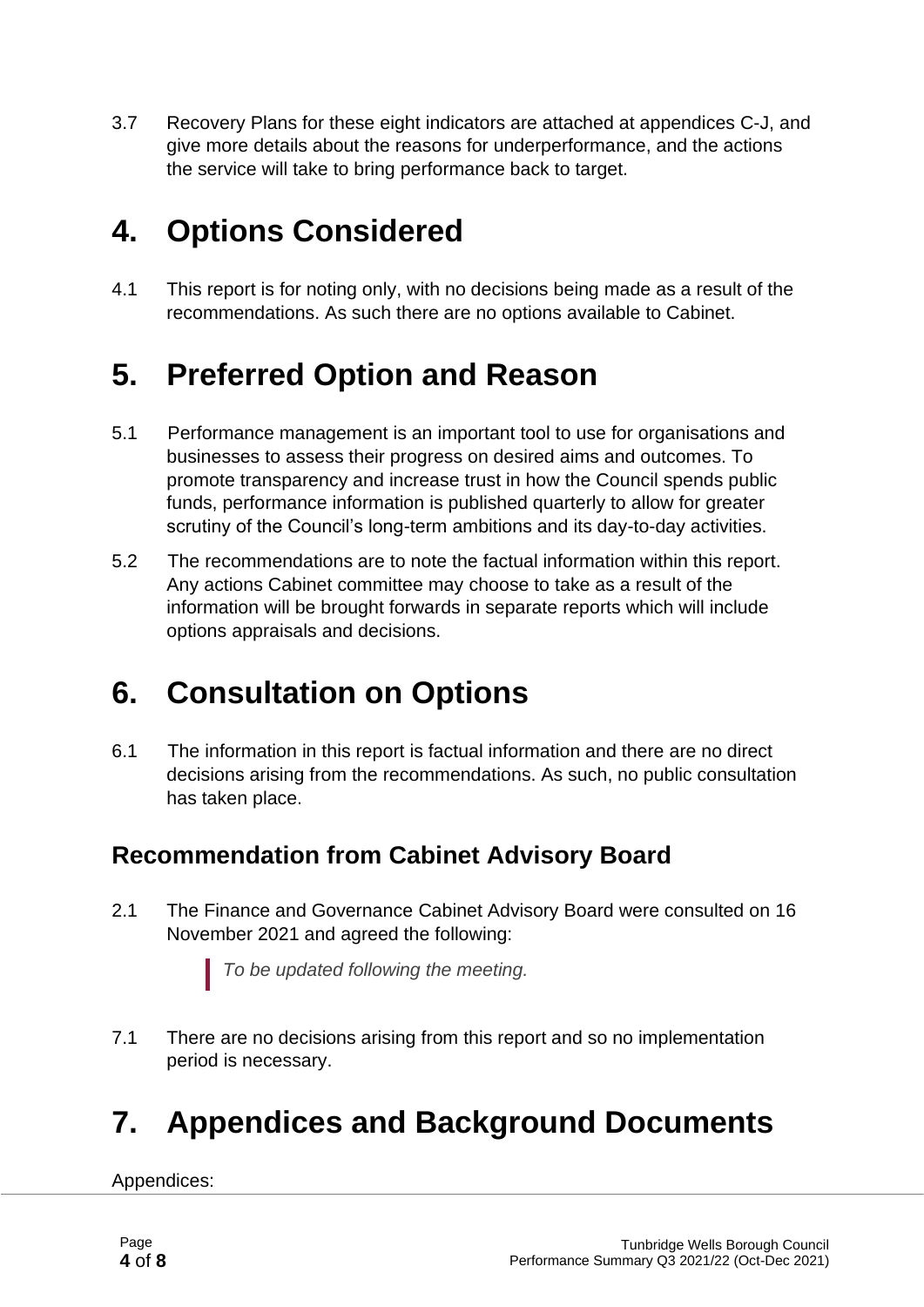3.7 Recovery Plans for these eight indicators are attached at appendices C-J, and give more details about the reasons for underperformance, and the actions the service will take to bring performance back to target.

# 4. Options Considered

4.1 This report is for noting only, with no decisions being made as a result of the recommendations. As such there are no options available to Cabinet.

# 5. Preferred Option and Reason

5.1 Performance management is an important tool to use for organisations and businesses to assess their progress on desired aims and outcomes. To promote transparency and increase trust in how the Council spends public funds, performance information is published quarterly to allow for greater scrutiny of the Council's long-term ambitions and its day-to-day activities.

5.2 The recommendations are to note the factual information within this report. Any actions Cabinet committee may choose to take as a result of the information will be brought forwards in separate reports which will include options appraisals and decisions.

# 6. Consultation on Options

6.1 The information in this report is factual information and there are no direct decisions arising from the recommendations. As such, no public consultation has taken place.

## Recommendation from Cabinet Advisory Board

2.1 The Finance and Governance Cabinet Advisory Board were consulted on 16 November 2021 and agreed the following:

> *To be updated following the meeting.*

7.1 There are no decisions arising from this report and so no implementation period is necessary.

# 7. Appendices and Background Documents

Appendices: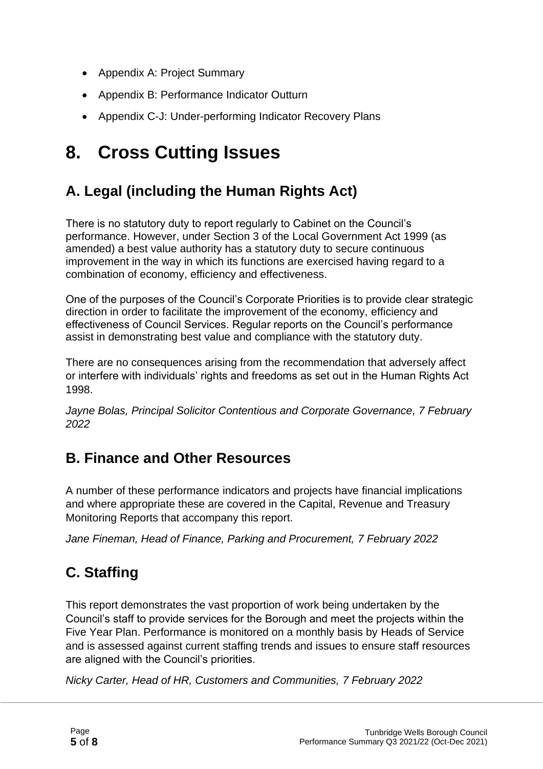- Appendix A: Project Summary
- Appendix B: Performance Indicator Outturn
- Appendix C-J: Under-performing Indicator Recovery Plans

# 8. Cross Cutting Issues

## A. Legal (including the Human Rights Act)

There is no statutory duty to report regularly to Cabinet on the Council's performance. However, under Section 3 of the Local Government Act 1999 (as amended) a best value authority has a statutory duty to secure continuous improvement in the way in which its functions are exercised having regard to a combination of economy, efficiency and effectiveness.

One of the purposes of the Council's Corporate Priorities is to provide clear strategic direction in order to facilitate the improvement of the economy, efficiency and effectiveness of Council Services. Regular reports on the Council's performance assist in demonstrating best value and compliance with the statutory duty.

There are no consequences arising from the recommendation that adversely affect or interfere with individuals' rights and freedoms as set out in the Human Rights Act 1998.

*Jayne Bolas, Principal Solicitor Contentious and Corporate Governance, 7 February 2022*

## B. Finance and Other Resources

A number of these performance indicators and projects have financial implications and where appropriate these are covered in the Capital, Revenue and Treasury Monitoring Reports that accompany this report.

*Jane Fineman, Head of Finance, Parking and Procurement, 7 February 2022*

## C. Staffing

This report demonstrates the vast proportion of work being undertaken by the Council's staff to provide services for the Borough and meet the projects within the Five Year Plan. Performance is monitored on a monthly basis by Heads of Service and is assessed against current staffing trends and issues to ensure staff resources are aligned with the Council's priorities.

*Nicky Carter, Head of HR, Customers and Communities, 7 February 2022*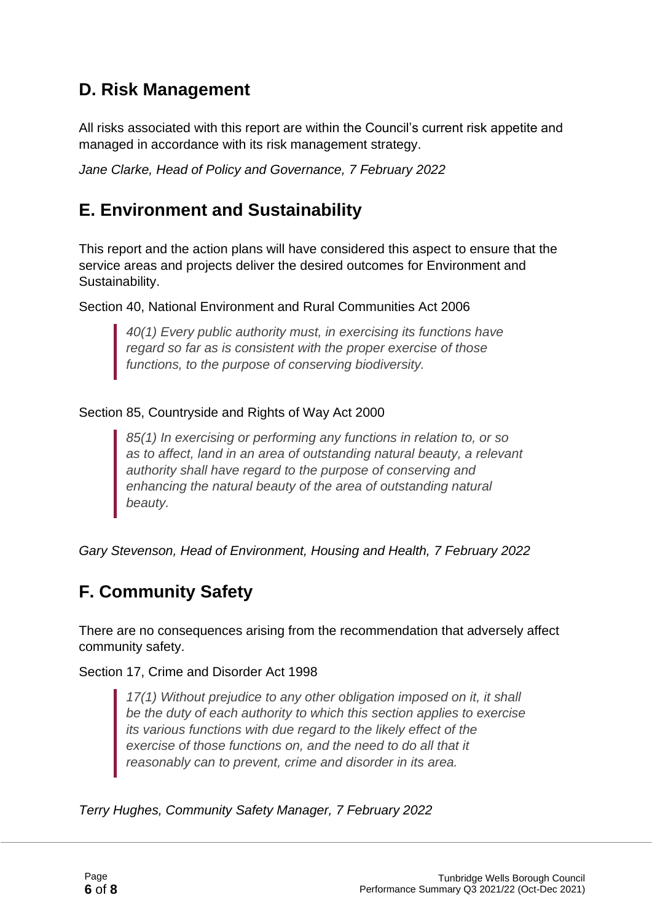## D. Risk Management

All risks associated with this report are within the Council's current risk appetite and managed in accordance with its risk management strategy.

*Jane Clarke, Head of Policy and Governance, 7 February 2022*

## E. Environment and Sustainability

This report and the action plans will have considered this aspect to ensure that the service areas and projects deliver the desired outcomes for Environment and Sustainability.

Section 40, National Environment and Rural Communities Act 2006

> *40(1) Every public authority must, in exercising its functions have regard so far as is consistent with the proper exercise of those functions, to the purpose of conserving biodiversity.*

Section 85, Countryside and Rights of Way Act 2000

> *85(1) In exercising or performing any functions in relation to, or so as to affect, land in an area of outstanding natural beauty, a relevant authority shall have regard to the purpose of conserving and enhancing the natural beauty of the area of outstanding natural beauty.*

*Gary Stevenson, Head of Environment, Housing and Health, 7 February 2022*

## F. Community Safety

There are no consequences arising from the recommendation that adversely affect community safety.

Section 17, Crime and Disorder Act 1998

> *17(1) Without prejudice to any other obligation imposed on it, it shall be the duty of each authority to which this section applies to exercise its various functions with due regard to the likely effect of the exercise of those functions on, and the need to do all that it reasonably can to prevent, crime and disorder in its area.*

*Terry Hughes, Community Safety Manager, 7 February 2022*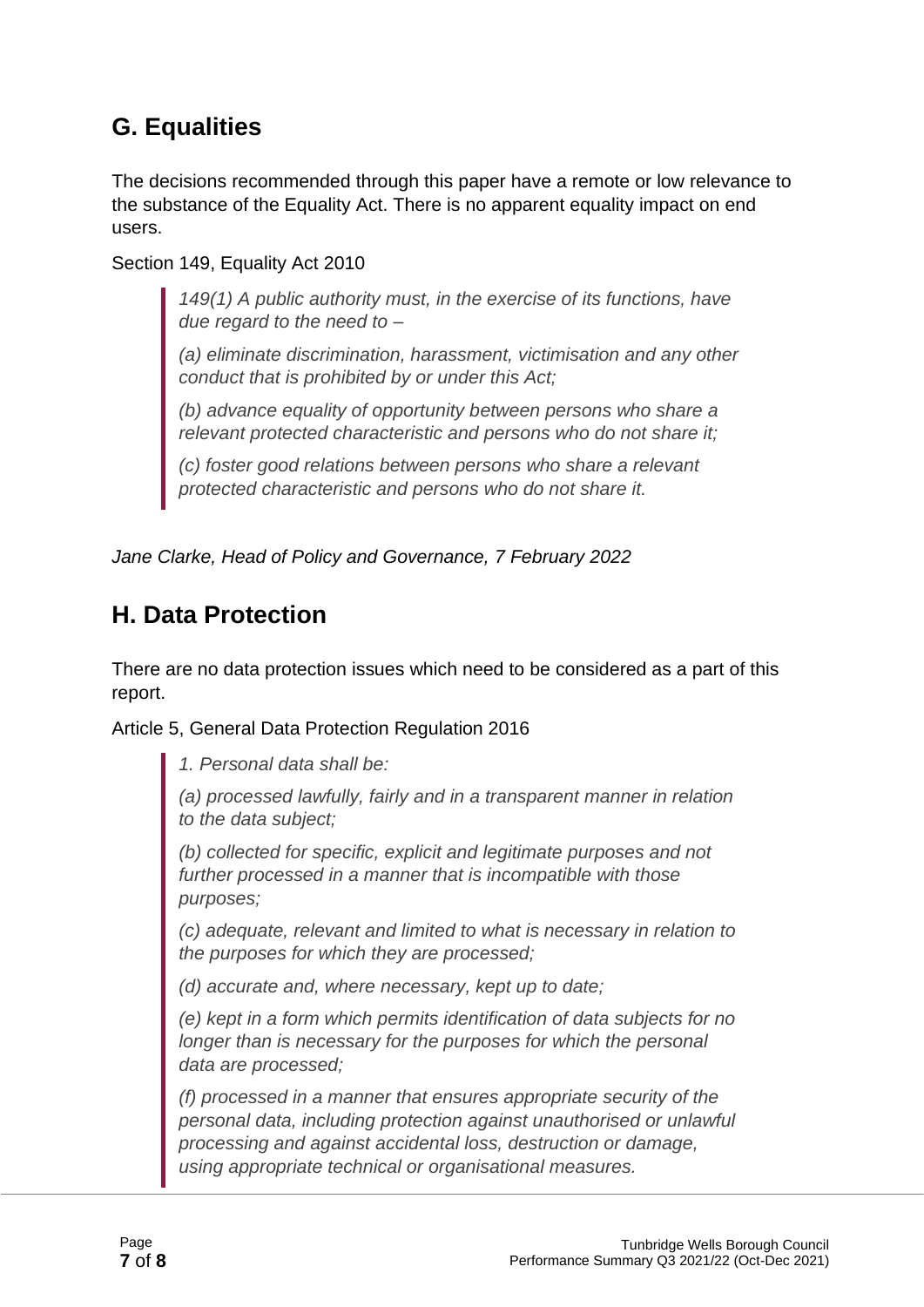## G. Equalities

The decisions recommended through this paper have a remote or low relevance to the substance of the Equality Act. There is no apparent equality impact on end users.

Section 149, Equality Act 2010

> *149(1) A public authority must, in the exercise of its functions, have due regard to the need to –*
>
> *(a) eliminate discrimination, harassment, victimisation and any other conduct that is prohibited by or under this Act;*
>
> *(b) advance equality of opportunity between persons who share a relevant protected characteristic and persons who do not share it;*
>
> *(c) foster good relations between persons who share a relevant protected characteristic and persons who do not share it.*

*Jane Clarke, Head of Policy and Governance, 7 February 2022*

## H. Data Protection

There are no data protection issues which need to be considered as a part of this report.

Article 5, General Data Protection Regulation 2016

> *1. Personal data shall be:*
>
> *(a) processed lawfully, fairly and in a transparent manner in relation to the data subject;*
>
> *(b) collected for specific, explicit and legitimate purposes and not further processed in a manner that is incompatible with those purposes;*
>
> *(c) adequate, relevant and limited to what is necessary in relation to the purposes for which they are processed;*
>
> *(d) accurate and, where necessary, kept up to date;*
>
> *(e) kept in a form which permits identification of data subjects for no longer than is necessary for the purposes for which the personal data are processed;*
>
> *(f) processed in a manner that ensures appropriate security of the personal data, including protection against unauthorised or unlawful processing and against accidental loss, destruction or damage, using appropriate technical or organisational measures.*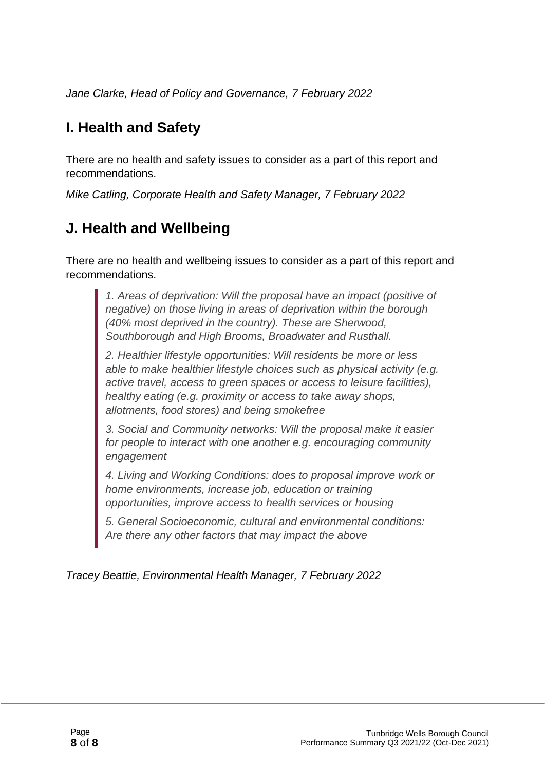*Jane Clarke, Head of Policy and Governance, 7 February 2022*

## I. Health and Safety

There are no health and safety issues to consider as a part of this report and recommendations.

*Mike Catling, Corporate Health and Safety Manager, 7 February 2022*

## J. Health and Wellbeing

There are no health and wellbeing issues to consider as a part of this report and recommendations.

> *1. Areas of deprivation: Will the proposal have an impact (positive of negative) on those living in areas of deprivation within the borough (40% most deprived in the country). These are Sherwood, Southborough and High Brooms, Broadwater and Rusthall.*
>
> *2. Healthier lifestyle opportunities: Will residents be more or less able to make healthier lifestyle choices such as physical activity (e.g. active travel, access to green spaces or access to leisure facilities), healthy eating (e.g. proximity or access to take away shops, allotments, food stores) and being smokefree*
>
> *3. Social and Community networks: Will the proposal make it easier for people to interact with one another e.g. encouraging community engagement*
>
> *4. Living and Working Conditions: does to proposal improve work or home environments, increase job, education or training opportunities, improve access to health services or housing*
>
> *5. General Socioeconomic, cultural and environmental conditions: Are there any other factors that may impact the above*

*Tracey Beattie, Environmental Health Manager, 7 February 2022*